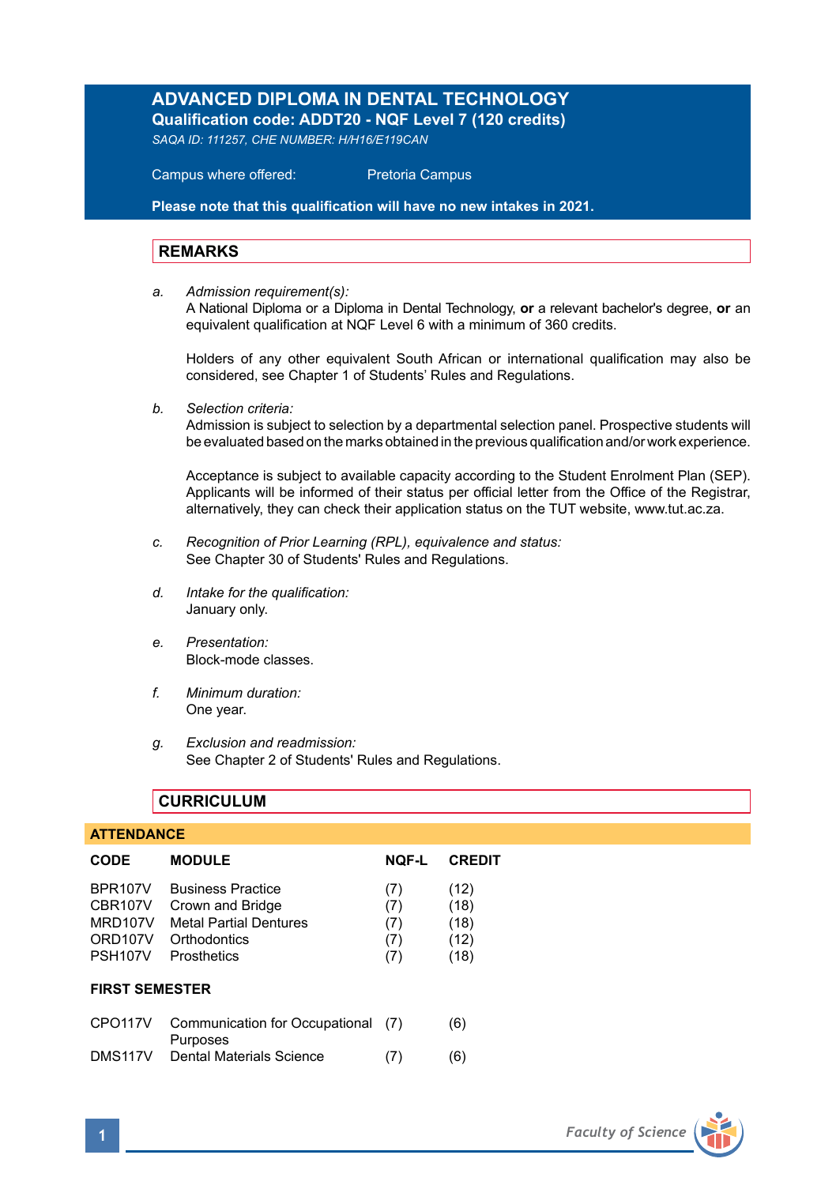# ADVANCED DIPLOMA IN DENTAL TECHNOLOGY

**Qualification code: ADDT20 - NQF Level 7 (120 credits)**

*SAQA ID: 111257, CHE NUMBER: H/H16/E119CAN*

Campus where offered: Pretoria Campus

**Please note that this qualification will have no new intakes in 2021.**

## REMARKS

a. *Admission requirement(s):*
A National Diploma or a Diploma in Dental Technology, **or** a relevant bachelor's degree, **or** an equivalent qualification at NQF Level 6 with a minimum of 360 credits.

Holders of any other equivalent South African or international qualification may also be considered, see Chapter 1 of Students' Rules and Regulations.

b. *Selection criteria:*
Admission is subject to selection by a departmental selection panel. Prospective students will be evaluated based on the marks obtained in the previous qualification and/or work experience.

Acceptance is subject to available capacity according to the Student Enrolment Plan (SEP). Applicants will be informed of their status per official letter from the Office of the Registrar, alternatively, they can check their application status on the TUT website, www.tut.ac.za.

c. *Recognition of Prior Learning (RPL), equivalence and status:*
See Chapter 30 of Students' Rules and Regulations.

d. *Intake for the qualification:*
January only.

e. *Presentation:*
Block-mode classes.

f. *Minimum duration:*
One year.

g. *Exclusion and readmission:*
See Chapter 2 of Students' Rules and Regulations.

## CURRICULUM

### ATTENDANCE

| CODE | MODULE | NQF-L | CREDIT |
|---|---|---|---|
| BPR107V | Business Practice | (7) | (12) |
| CBR107V | Crown and Bridge | (7) | (18) |
| MRD107V | Metal Partial Dentures | (7) | (18) |
| ORD107V | Orthodontics | (7) | (12) |
| PSH107V | Prosthetics | (7) | (18) |

**FIRST SEMESTER**

| CODE | MODULE | NQF-L | CREDIT |
|---|---|---|---|
| CPO117V | Communication for Occupational Purposes | (7) | (6) |
| DMS117V | Dental Materials Science | (7) | (6) |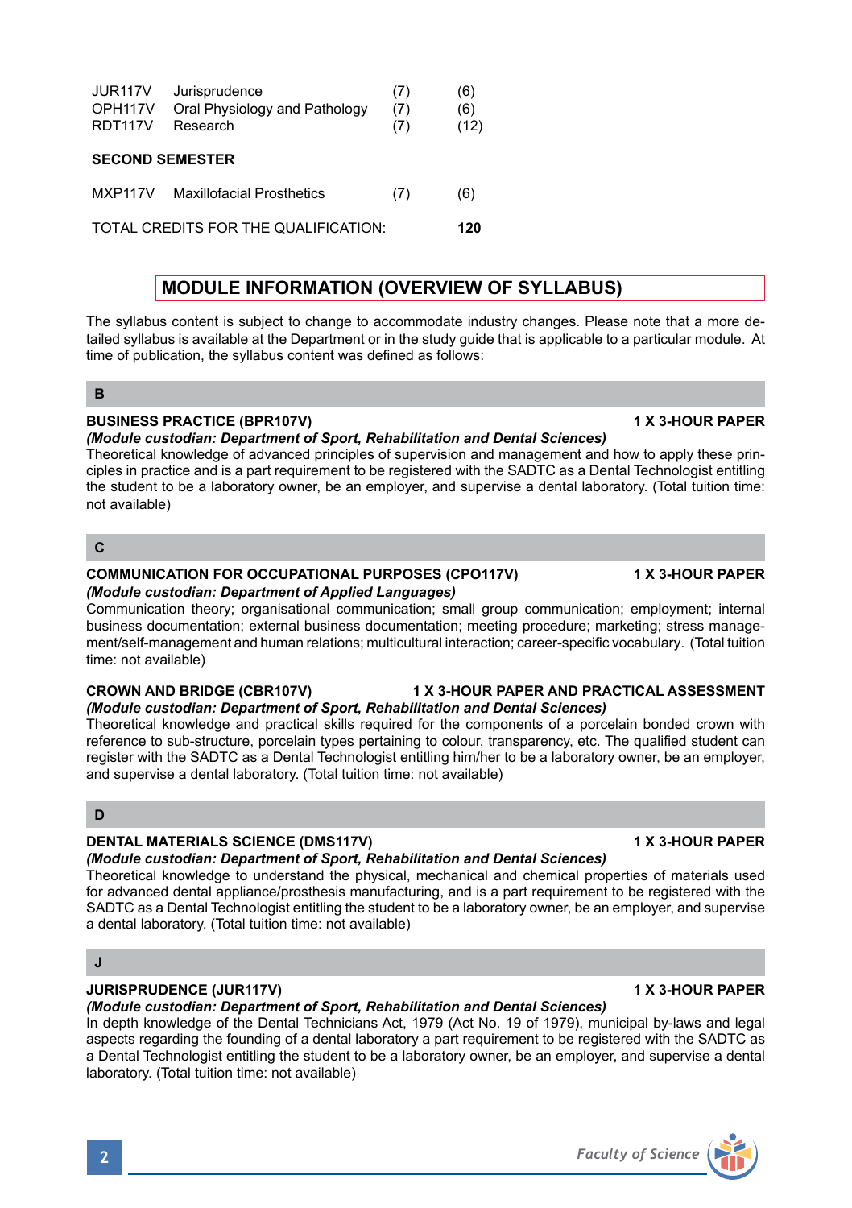| | | | |
|---|---|---|---|
| JUR117V | Jurisprudence | (7) | (6) |
| OPH117V | Oral Physiology and Pathology | (7) | (6) |
| RDT117V | Research | (7) | (12) |

**SECOND SEMESTER**

| | | | |
|---|---|---|---|
| MXP117V | Maxillofacial Prosthetics | (7) | (6) |

TOTAL CREDITS FOR THE QUALIFICATION: **120**

## MODULE INFORMATION (OVERVIEW OF SYLLABUS)

The syllabus content is subject to change to accommodate industry changes. Please note that a more detailed syllabus is available at the Department or in the study guide that is applicable to a particular module. At time of publication, the syllabus content was defined as follows:

### B

**BUSINESS PRACTICE (BPR107V)** **1 X 3-HOUR PAPER**
***(Module custodian: Department of Sport, Rehabilitation and Dental Sciences)***
Theoretical knowledge of advanced principles of supervision and management and how to apply these principles in practice and is a part requirement to be registered with the SADTC as a Dental Technologist entitling the student to be a laboratory owner, be an employer, and supervise a dental laboratory. (Total tuition time: not available)

### C

**COMMUNICATION FOR OCCUPATIONAL PURPOSES (CPO117V)** **1 X 3-HOUR PAPER**
***(Module custodian: Department of Applied Languages)***
Communication theory; organisational communication; small group communication; employment; internal business documentation; external business documentation; meeting procedure; marketing; stress management/self-management and human relations; multicultural interaction; career-specific vocabulary. (Total tuition time: not available)

**CROWN AND BRIDGE (CBR107V)** **1 X 3-HOUR PAPER AND PRACTICAL ASSESSMENT**
***(Module custodian: Department of Sport, Rehabilitation and Dental Sciences)***
Theoretical knowledge and practical skills required for the components of a porcelain bonded crown with reference to sub-structure, porcelain types pertaining to colour, transparency, etc. The qualified student can register with the SADTC as a Dental Technologist entitling him/her to be a laboratory owner, be an employer, and supervise a dental laboratory. (Total tuition time: not available)

### D

**DENTAL MATERIALS SCIENCE (DMS117V)** **1 X 3-HOUR PAPER**
***(Module custodian: Department of Sport, Rehabilitation and Dental Sciences)***
Theoretical knowledge to understand the physical, mechanical and chemical properties of materials used for advanced dental appliance/prosthesis manufacturing, and is a part requirement to be registered with the SADTC as a Dental Technologist entitling the student to be a laboratory owner, be an employer, and supervise a dental laboratory. (Total tuition time: not available)

### J

**JURISPRUDENCE (JUR117V)** **1 X 3-HOUR PAPER**
***(Module custodian: Department of Sport, Rehabilitation and Dental Sciences)***
In depth knowledge of the Dental Technicians Act, 1979 (Act No. 19 of 1979), municipal by-laws and legal aspects regarding the founding of a dental laboratory a part requirement to be registered with the SADTC as a Dental Technologist entitling the student to be a laboratory owner, be an employer, and supervise a dental laboratory. (Total tuition time: not available)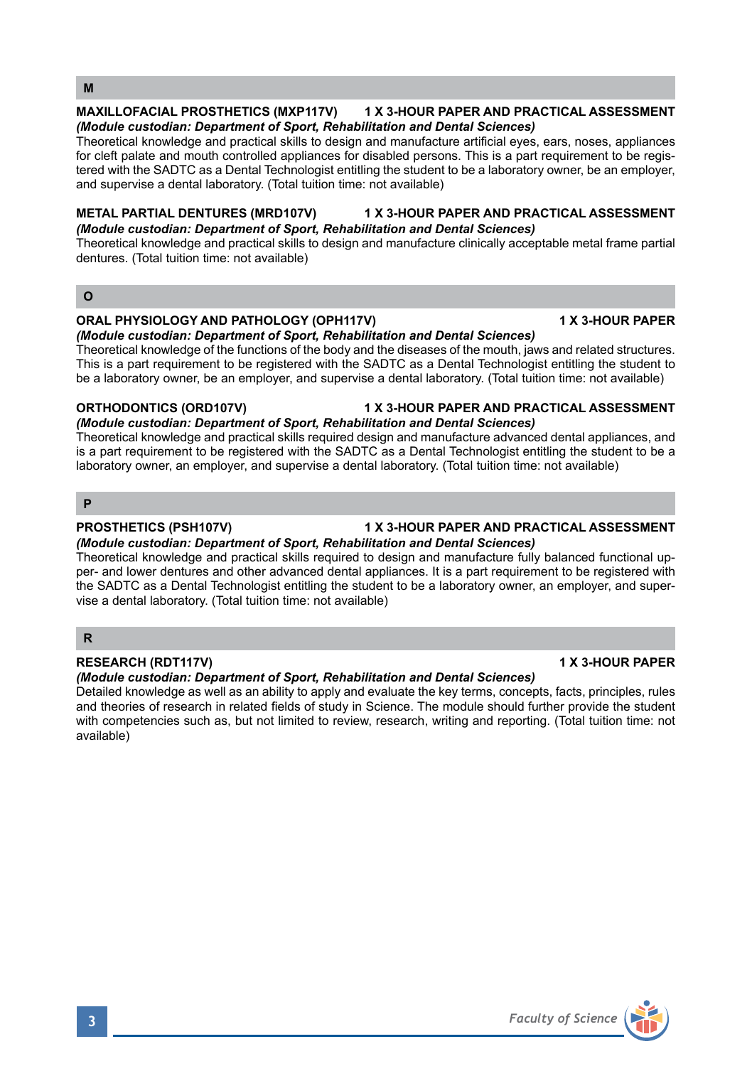## M

**MAXILLOFACIAL PROSTHETICS (MXP117V) 1 X 3-HOUR PAPER AND PRACTICAL ASSESSMENT**

***(Module custodian: Department of Sport, Rehabilitation and Dental Sciences)***

Theoretical knowledge and practical skills to design and manufacture artificial eyes, ears, noses, appliances for cleft palate and mouth controlled appliances for disabled persons. This is a part requirement to be registered with the SADTC as a Dental Technologist entitling the student to be a laboratory owner, be an employer, and supervise a dental laboratory. (Total tuition time: not available)

**METAL PARTIAL DENTURES (MRD107V) 1 X 3-HOUR PAPER AND PRACTICAL ASSESSMENT**

***(Module custodian: Department of Sport, Rehabilitation and Dental Sciences)***

Theoretical knowledge and practical skills to design and manufacture clinically acceptable metal frame partial dentures. (Total tuition time: not available)

## O

**ORAL PHYSIOLOGY AND PATHOLOGY (OPH117V) 1 X 3-HOUR PAPER**

***(Module custodian: Department of Sport, Rehabilitation and Dental Sciences)***

Theoretical knowledge of the functions of the body and the diseases of the mouth, jaws and related structures. This is a part requirement to be registered with the SADTC as a Dental Technologist entitling the student to be a laboratory owner, be an employer, and supervise a dental laboratory. (Total tuition time: not available)

**ORTHODONTICS (ORD107V) 1 X 3-HOUR PAPER AND PRACTICAL ASSESSMENT**

***(Module custodian: Department of Sport, Rehabilitation and Dental Sciences)***

Theoretical knowledge and practical skills required design and manufacture advanced dental appliances, and is a part requirement to be registered with the SADTC as a Dental Technologist entitling the student to be a laboratory owner, an employer, and supervise a dental laboratory. (Total tuition time: not available)

## P

**PROSTHETICS (PSH107V) 1 X 3-HOUR PAPER AND PRACTICAL ASSESSMENT**

***(Module custodian: Department of Sport, Rehabilitation and Dental Sciences)***

Theoretical knowledge and practical skills required to design and manufacture fully balanced functional upper- and lower dentures and other advanced dental appliances. It is a part requirement to be registered with the SADTC as a Dental Technologist entitling the student to be a laboratory owner, an employer, and supervise a dental laboratory. (Total tuition time: not available)

## R

**RESEARCH (RDT117V) 1 X 3-HOUR PAPER**

***(Module custodian: Department of Sport, Rehabilitation and Dental Sciences)***

Detailed knowledge as well as an ability to apply and evaluate the key terms, concepts, facts, principles, rules and theories of research in related fields of study in Science. The module should further provide the student with competencies such as, but not limited to review, research, writing and reporting. (Total tuition time: not available)